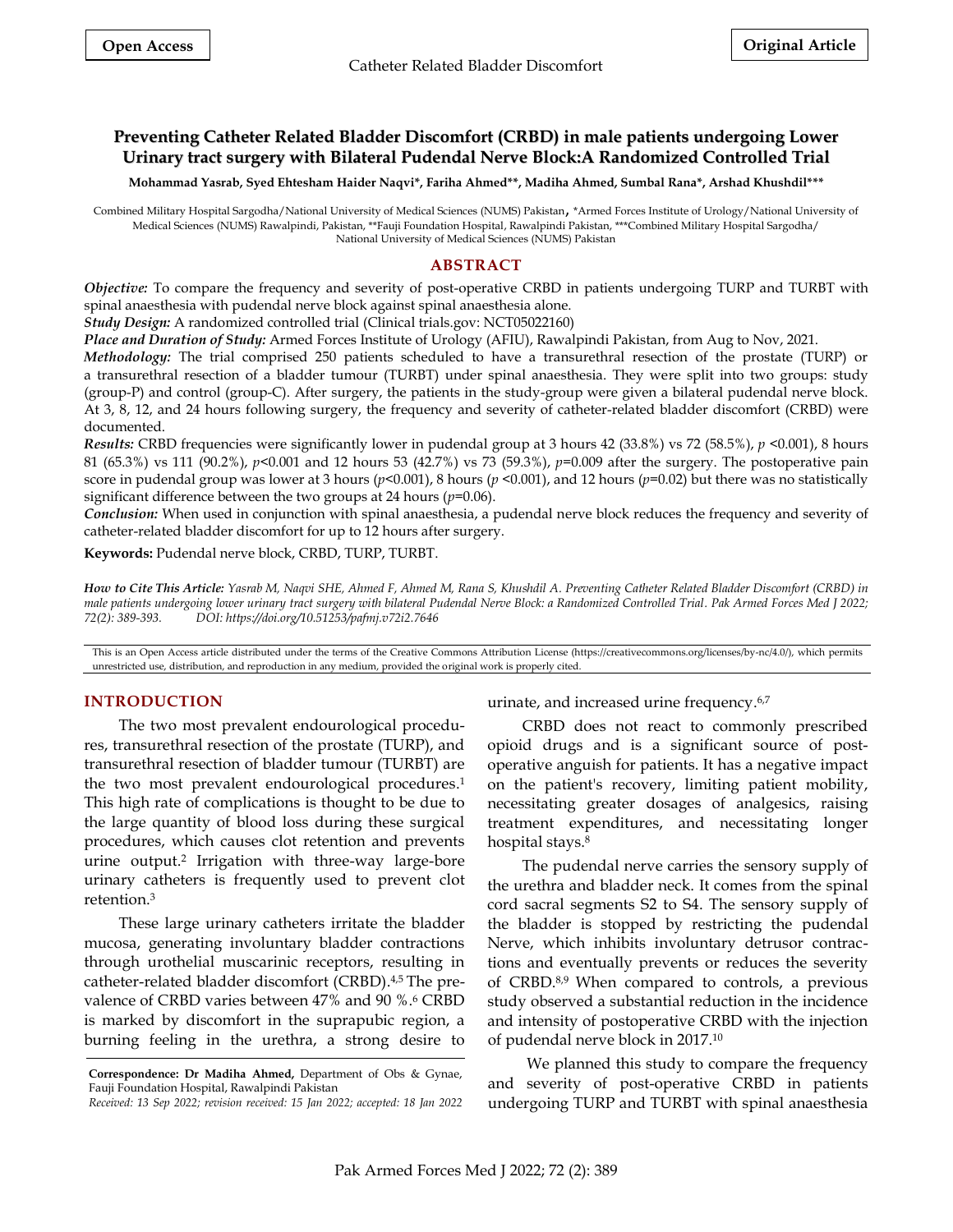Open Access

Original Article

# Preventing Catheter Related Bladder Discomfort (CRBD) in male patients undergoing Lower Urinary tract surgery with Bilateral Pudendal Nerve Block:A Randomized Controlled Trial

**Mohammad Yasrab, Syed Ehtesham Haider Naqvi\*, Fariha Ahmed\*\*, Madiha Ahmed, Sumbal Rana\*, Arshad Khushdil\*\*\***

Combined Military Hospital Sargodha/National University of Medical Sciences (NUMS) Pakistan, \*Armed Forces Institute of Urology/National University of Medical Sciences (NUMS) Rawalpindi, Pakistan, \*\*Fauji Foundation Hospital, Rawalpindi Pakistan, \*\*\*Combined Military Hospital Sargodha/ National University of Medical Sciences (NUMS) Pakistan

## ABSTRACT

***Objective:*** To compare the frequency and severity of post-operative CRBD in patients undergoing TURP and TURBT with spinal anaesthesia with pudendal nerve block against spinal anaesthesia alone.

***Study Design:*** A randomized controlled trial (Clinical trials.gov: NCT05022160)

***Place and Duration of Study:*** Armed Forces Institute of Urology (AFIU), Rawalpindi Pakistan, from Aug to Nov, 2021.

***Methodology:*** The trial comprised 250 patients scheduled to have a transurethral resection of the prostate (TURP) or a transurethral resection of a bladder tumour (TURBT) under spinal anaesthesia. They were split into two groups: study (group-P) and control (group-C). After surgery, the patients in the study-group were given a bilateral pudendal nerve block. At 3, 8, 12, and 24 hours following surgery, the frequency and severity of catheter-related bladder discomfort (CRBD) were documented.

***Results:*** CRBD frequencies were significantly lower in pudendal group at 3 hours 42 (33.8%) vs 72 (58.5%), $p<0.001$, 8 hours 81 (65.3%) vs 111 (90.2%), $p<0.001$ and 12 hours 53 (42.7%) vs 73 (59.3%), $p=0.009$ after the surgery. The postoperative pain score in pudendal group was lower at 3 hours ($p<0.001$), 8 hours ($p<0.001$), and 12 hours ($p=0.02$) but there was no statistically significant difference between the two groups at 24 hours ($p=0.06$).

***Conclusion:*** When used in conjunction with spinal anaesthesia, a pudendal nerve block reduces the frequency and severity of catheter-related bladder discomfort for up to 12 hours after surgery.

**Keywords:** Pudendal nerve block, CRBD, TURP, TURBT.

***How to Cite This Article:*** *Yasrab M, Naqvi SHE, Ahmed F, Ahmed M, Rana S, Khushdil A. Preventing Catheter Related Bladder Discomfort (CRBD) in male patients undergoing lower urinary tract surgery with bilateral Pudendal Nerve Block: a Randomized Controlled Trial. Pak Armed Forces Med J 2022; 72(2): 389-393. DOI: https://doi.org/10.51253/pafmj.v72i2.7646*

This is an Open Access article distributed under the terms of the Creative Commons Attribution License (https://creativecommons.org/licenses/by-nc/4.0/), which permits unrestricted use, distribution, and reproduction in any medium, provided the original work is properly cited.

## INTRODUCTION

The two most prevalent endourological procedures, transurethral resection of the prostate (TURP), and transurethral resection of bladder tumour (TURBT) are the two most prevalent endourological procedures.[1] This high rate of complications is thought to be due to the large quantity of blood loss during these surgical procedures, which causes clot retention and prevents urine output.[2] Irrigation with three-way large-bore urinary catheters is frequently used to prevent clot retention.[3]

These large urinary catheters irritate the bladder mucosa, generating involuntary bladder contractions through urothelial muscarinic receptors, resulting in catheter-related bladder discomfort (CRBD).[4,5] The prevalence of CRBD varies between 47% and 90 %.[6] CRBD is marked by discomfort in the suprapubic region, a burning feeling in the urethra, a strong desire to urinate, and increased urine frequency.[6,7]

CRBD does not react to commonly prescribed opioid drugs and is a significant source of post-operative anguish for patients. It has a negative impact on the patient's recovery, limiting patient mobility, necessitating greater dosages of analgesics, raising treatment expenditures, and necessitating longer hospital stays.[8]

The pudendal nerve carries the sensory supply of the urethra and bladder neck. It comes from the spinal cord sacral segments S2 to S4. The sensory supply of the bladder is stopped by restricting the pudendal Nerve, which inhibits involuntary detrusor contractions and eventually prevents or reduces the severity of CRBD.[8,9] When compared to controls, a previous study observed a substantial reduction in the incidence and intensity of postoperative CRBD with the injection of pudendal nerve block in 2017.[10]

We planned this study to compare the frequency and severity of post-operative CRBD in patients undergoing TURP and TURBT with spinal anaesthesia

**Correspondence: Dr Madiha Ahmed,** Department of Obs & Gynae, Fauji Foundation Hospital, Rawalpindi Pakistan

*Received: 13 Sep 2022; revision received: 15 Jan 2022; accepted: 18 Jan 2022*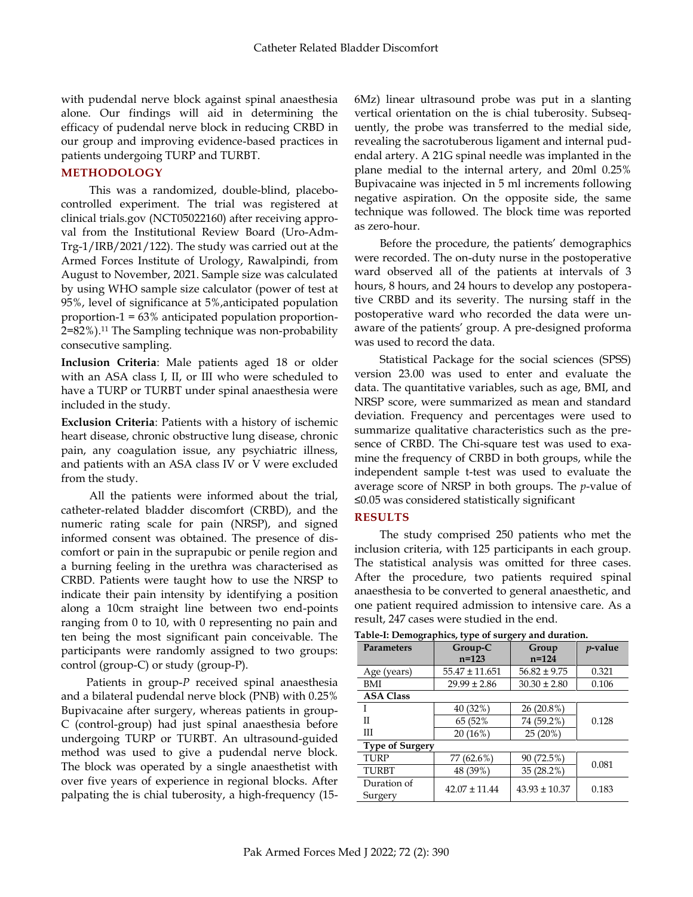with pudendal nerve block against spinal anaesthesia alone. Our findings will aid in determining the efficacy of pudendal nerve block in reducing CRBD in our group and improving evidence-based practices in patients undergoing TURP and TURBT.

## METHODOLOGY

This was a randomized, double-blind, placebo-controlled experiment. The trial was registered at clinical trials.gov (NCT05022160) after receiving approval from the Institutional Review Board (Uro-Adm-Trg-1/IRB/2021/122). The study was carried out at the Armed Forces Institute of Urology, Rawalpindi, from August to November, 2021. Sample size was calculated by using WHO sample size calculator (power of test at 95%, level of significance at 5%,anticipated population proportion-1 = 63% anticipated population proportion-2=82%).[11] The Sampling technique was non-probability consecutive sampling.

**Inclusion Criteria**: Male patients aged 18 or older with an ASA class I, II, or III who were scheduled to have a TURP or TURBT under spinal anaesthesia were included in the study.

**Exclusion Criteria**: Patients with a history of ischemic heart disease, chronic obstructive lung disease, chronic pain, any coagulation issue, any psychiatric illness, and patients with an ASA class IV or V were excluded from the study.

All the patients were informed about the trial, catheter-related bladder discomfort (CRBD), and the numeric rating scale for pain (NRSP), and signed informed consent was obtained. The presence of discomfort or pain in the suprapubic or penile region and a burning feeling in the urethra was characterised as CRBD. Patients were taught how to use the NRSP to indicate their pain intensity by identifying a position along a 10cm straight line between two end-points ranging from 0 to 10, with 0 representing no pain and ten being the most significant pain conceivable. The participants were randomly assigned to two groups: control (group-C) or study (group-P).

Patients in group-*P* received spinal anaesthesia and a bilateral pudendal nerve block (PNB) with 0.25% Bupivacaine after surgery, whereas patients in group-C (control-group) had just spinal anaesthesia before undergoing TURP or TURBT. An ultrasound-guided method was used to give a pudendal nerve block. The block was operated by a single anaesthetist with over five years of experience in regional blocks. After palpating the is chial tuberosity, a high-frequency (15-6Mz) linear ultrasound probe was put in a slanting vertical orientation on the is chial tuberosity. Subsequently, the probe was transferred to the medial side, revealing the sacrotuberous ligament and internal pudendal artery. A 21G spinal needle was implanted in the plane medial to the internal artery, and 20ml 0.25% Bupivacaine was injected in 5 ml increments following negative aspiration. On the opposite side, the same technique was followed. The block time was reported as zero-hour.

Before the procedure, the patients' demographics were recorded. The on-duty nurse in the postoperative ward observed all of the patients at intervals of 3 hours, 8 hours, and 24 hours to develop any postoperative CRBD and its severity. The nursing staff in the postoperative ward who recorded the data were unaware of the patients' group. A pre-designed proforma was used to record the data.

Statistical Package for the social sciences (SPSS) version 23.00 was used to enter and evaluate the data. The quantitative variables, such as age, BMI, and NRSP score, were summarized as mean and standard deviation. Frequency and percentages were used to summarize qualitative characteristics such as the presence of CRBD. The Chi-square test was used to examine the frequency of CRBD in both groups, while the independent sample t-test was used to evaluate the average score of NRSP in both groups. The *p*-value of ≤0.05 was considered statistically significant

## RESULTS

The study comprised 250 patients who met the inclusion criteria, with 125 participants in each group. The statistical analysis was omitted for three cases. After the procedure, two patients required spinal anaesthesia to be converted to general anaesthetic, and one patient required admission to intensive care. As a result, 247 cases were studied in the end.

**Table-I: Demographics, type of surgery and duration.**

| Parameters | Group-C n=123 | Group n=124 | *p*-value |
|---|---|---|---|
| Age (years) | 55.47 ± 11.651 | 56.82 ± 9.75 | 0.321 |
| BMI | 29.99 ± 2.86 | 30.30 ± 2.80 | 0.106 |
| **ASA Class** | | | |
| I | 40 (32%) | 26 (20.8%) | 0.128 |
| II | 65 (52% | 74 (59.2%) | |
| III | 20 (16%) | 25 (20%) | |
| **Type of Surgery** | | | |
| TURP | 77 (62.6%) | 90 (72.5%) | 0.081 |
| TURBT | 48 (39%) | 35 (28.2%) | |
| Duration of Surgery | 42.07 ± 11.44 | 43.93 ± 10.37 | 0.183 |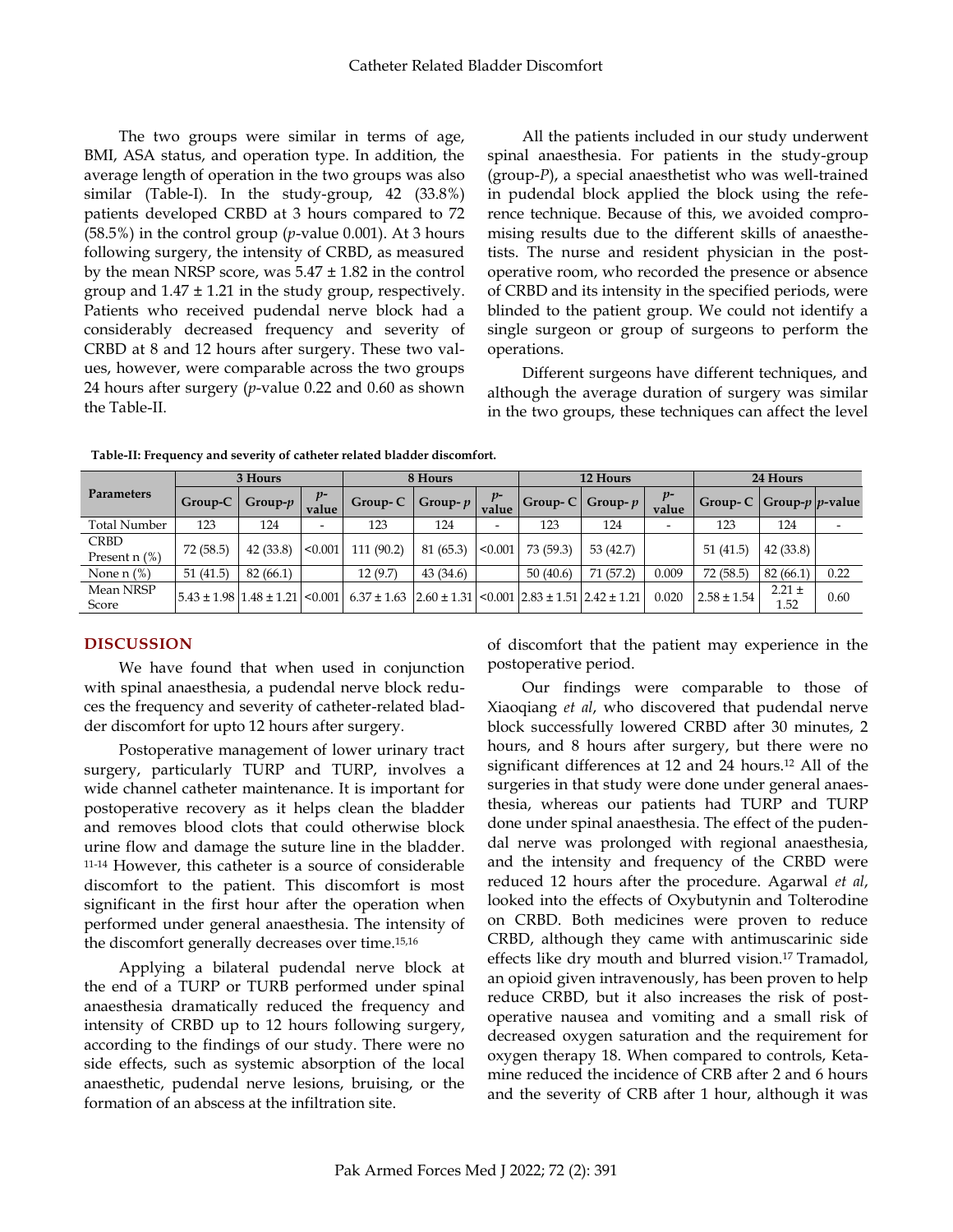The two groups were similar in terms of age, BMI, ASA status, and operation type. In addition, the average length of operation in the two groups was also similar (Table-I). In the study-group, 42 (33.8%) patients developed CRBD at 3 hours compared to 72 (58.5%) in the control group (*p*-value 0.001). At 3 hours following surgery, the intensity of CRBD, as measured by the mean NRSP score, was 5.47 ± 1.82 in the control group and 1.47 ± 1.21 in the study group, respectively. Patients who received pudendal nerve block had a considerably decreased frequency and severity of CRBD at 8 and 12 hours after surgery. These two values, however, were comparable across the two groups 24 hours after surgery (*p*-value 0.22 and 0.60 as shown the Table-II.

All the patients included in our study underwent spinal anaesthesia. For patients in the study-group (group-*P*), a special anaesthetist who was well-trained in pudendal block applied the block using the reference technique. Because of this, we avoided compromising results due to the different skills of anaesthetists. The nurse and resident physician in the postoperative room, who recorded the presence or absence of CRBD and its intensity in the specified periods, were blinded to the patient group. We could not identify a single surgeon or group of surgeons to perform the operations.

Different surgeons have different techniques, and although the average duration of surgery was similar in the two groups, these techniques can affect the level of discomfort that the patient may experience in the postoperative period.

**Table-II: Frequency and severity of catheter related bladder discomfort.**

| Parameters | 3 Hours | | | 8 Hours | | | 12 Hours | | | 24 Hours | | |
|---|---|---|---|---|---|---|---|---|---|---|---|---|
| | Group-C | Group-*p* | *p*-value | Group- C | Group- *p* | *p*-value | Group- C | Group- *p* | *p*-value | Group- C | Group-*p* | *p*-value |
| Total Number | 123 | 124 | - | 123 | 124 | - | 123 | 124 | - | 123 | 124 | - |
| CRBD Present n (%) | 72 (58.5) | 42 (33.8) | <0.001 | 111 (90.2) | 81 (65.3) | <0.001 | 73 (59.3) | 53 (42.7) | | 51 (41.5) | 42 (33.8) | |
| None n (%) | 51 (41.5) | 82 (66.1) | | 12 (9.7) | 43 (34.6) | | 50 (40.6) | 71 (57.2) | 0.009 | 72 (58.5) | 82 (66.1) | 0.22 |
| Mean NRSP Score | 5.43 ± 1.98 | 1.48 ± 1.21 | <0.001 | 6.37 ± 1.63 | 2.60 ± 1.31 | <0.001 | 2.83 ± 1.51 | 2.42 ± 1.21 | 0.020 | 2.58 ± 1.54 | 2.21 ± 1.52 | 0.60 |

## DISCUSSION

We have found that when used in conjunction with spinal anaesthesia, a pudendal nerve block reduces the frequency and severity of catheter-related bladder discomfort for upto 12 hours after surgery.

Postoperative management of lower urinary tract surgery, particularly TURP and TURP, involves a wide channel catheter maintenance. It is important for postoperative recovery as it helps clean the bladder and removes blood clots that could otherwise block urine flow and damage the suture line in the bladder.[11-14] However, this catheter is a source of considerable discomfort to the patient. This discomfort is most significant in the first hour after the operation when performed under general anaesthesia. The intensity of the discomfort generally decreases over time.[15,16]

Applying a bilateral pudendal nerve block at the end of a TURP or TURB performed under spinal anaesthesia dramatically reduced the frequency and intensity of CRBD up to 12 hours following surgery, according to the findings of our study. There were no side effects, such as systemic absorption of the local anaesthetic, pudendal nerve lesions, bruising, or the formation of an abscess at the infiltration site.

Our findings were comparable to those of Xiaoqiang *et al*, who discovered that pudendal nerve block successfully lowered CRBD after 30 minutes, 2 hours, and 8 hours after surgery, but there were no significant differences at 12 and 24 hours.[12] All of the surgeries in that study were done under general anaesthesia, whereas our patients had TURP and TURP done under spinal anaesthesia. The effect of the pudendal nerve was prolonged with regional anaesthesia, and the intensity and frequency of the CRBD were reduced 12 hours after the procedure. Agarwal *et al*, looked into the effects of Oxybutynin and Tolterodine on CRBD. Both medicines were proven to reduce CRBD, although they came with antimuscarinic side effects like dry mouth and blurred vision.[17] Tramadol, an opioid given intravenously, has been proven to help reduce CRBD, but it also increases the risk of postoperative nausea and vomiting and a small risk of decreased oxygen saturation and the requirement for oxygen therapy 18. When compared to controls, Ketamine reduced the incidence of CRB after 2 and 6 hours and the severity of CRB after 1 hour, although it was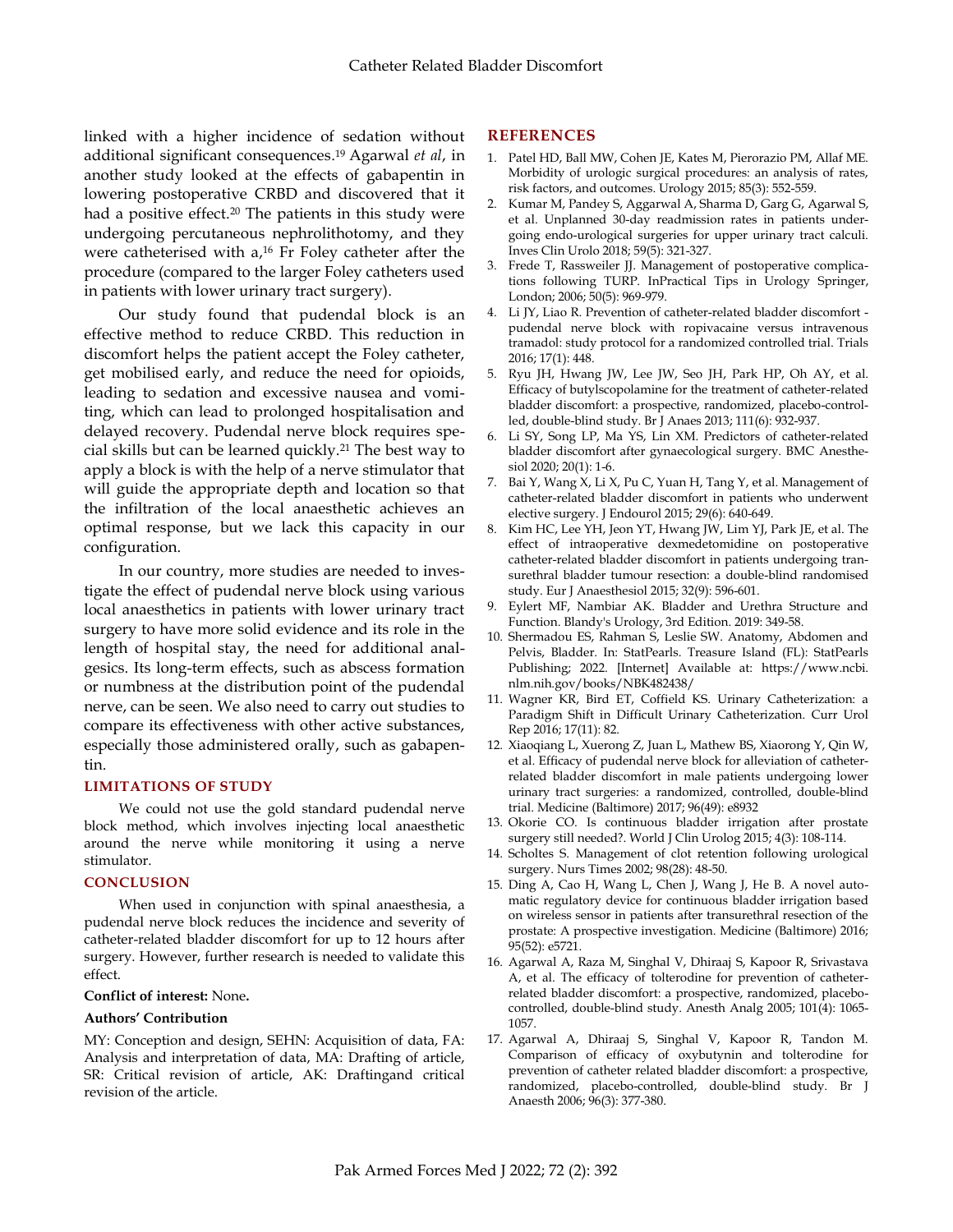linked with a higher incidence of sedation without additional significant consequences.[19] Agarwal *et al*, in another study looked at the effects of gabapentin in lowering postoperative CRBD and discovered that it had a positive effect.[20] The patients in this study were undergoing percutaneous nephrolithotomy, and they were catheterised with a,[16] Fr Foley catheter after the procedure (compared to the larger Foley catheters used in patients with lower urinary tract surgery).

Our study found that pudendal block is an effective method to reduce CRBD. This reduction in discomfort helps the patient accept the Foley catheter, get mobilised early, and reduce the need for opioids, leading to sedation and excessive nausea and vomiting, which can lead to prolonged hospitalisation and delayed recovery. Pudendal nerve block requires special skills but can be learned quickly.[21] The best way to apply a block is with the help of a nerve stimulator that will guide the appropriate depth and location so that the infiltration of the local anaesthetic achieves an optimal response, but we lack this capacity in our configuration.

In our country, more studies are needed to investigate the effect of pudendal nerve block using various local anaesthetics in patients with lower urinary tract surgery to have more solid evidence and its role in the length of hospital stay, the need for additional analgesics. Its long-term effects, such as abscess formation or numbness at the distribution point of the pudendal nerve, can be seen. We also need to carry out studies to compare its effectiveness with other active substances, especially those administered orally, such as gabapentin.

## LIMITATIONS OF STUDY

We could not use the gold standard pudendal nerve block method, which involves injecting local anaesthetic around the nerve while monitoring it using a nerve stimulator.

## CONCLUSION

When used in conjunction with spinal anaesthesia, a pudendal nerve block reduces the incidence and severity of catheter-related bladder discomfort for up to 12 hours after surgery. However, further research is needed to validate this effect.

**Conflict of interest:** None**.**

**Authors' Contribution**

MY: Conception and design, SEHN: Acquisition of data, FA: Analysis and interpretation of data, MA: Drafting of article, SR: Critical revision of article, AK: Draftingand critical revision of the article.

## REFERENCES

1. Patel HD, Ball MW, Cohen JE, Kates M, Pierorazio PM, Allaf ME. Morbidity of urologic surgical procedures: an analysis of rates, risk factors, and outcomes. Urology 2015; 85(3): 552-559.
2. Kumar M, Pandey S, Aggarwal A, Sharma D, Garg G, Agarwal S, et al. Unplanned 30-day readmission rates in patients undergoing endo-urological surgeries for upper urinary tract calculi. Inves Clin Urolo 2018; 59(5): 321-327.
3. Frede T, Rassweiler JJ. Management of postoperative complications following TURP. InPractical Tips in Urology Springer, London; 2006; 50(5): 969-979.
4. Li JY, Liao R. Prevention of catheter-related bladder discomfort - pudendal nerve block with ropivacaine versus intravenous tramadol: study protocol for a randomized controlled trial. Trials 2016; 17(1): 448.
5. Ryu JH, Hwang JW, Lee JW, Seo JH, Park HP, Oh AY, et al. Efficacy of butylscopolamine for the treatment of catheter-related bladder discomfort: a prospective, randomized, placebo-controlled, double-blind study. Br J Anaes 2013; 111(6): 932-937.
6. Li SY, Song LP, Ma YS, Lin XM. Predictors of catheter-related bladder discomfort after gynaecological surgery. BMC Anesthesiol 2020; 20(1): 1-6.
7. Bai Y, Wang X, Li X, Pu C, Yuan H, Tang Y, et al. Management of catheter-related bladder discomfort in patients who underwent elective surgery. J Endourol 2015; 29(6): 640-649.
8. Kim HC, Lee YH, Jeon YT, Hwang JW, Lim YJ, Park JE, et al. The effect of intraoperative dexmedetomidine on postoperative catheter-related bladder discomfort in patients undergoing transurethral bladder tumour resection: a double-blind randomised study. Eur J Anaesthesiol 2015; 32(9): 596-601.
9. Eylert MF, Nambiar AK. Bladder and Urethra Structure and Function. Blandy's Urology, 3rd Edition. 2019: 349-58.
10. Shermadou ES, Rahman S, Leslie SW. Anatomy, Abdomen and Pelvis, Bladder. In: StatPearls. Treasure Island (FL): StatPearls Publishing; 2022. [Internet] Available at: https://www.ncbi.nlm.nih.gov/books/NBK482438/
11. Wagner KR, Bird ET, Coffield KS. Urinary Catheterization: a Paradigm Shift in Difficult Urinary Catheterization. Curr Urol Rep 2016; 17(11): 82.
12. Xiaoqiang L, Xuerong Z, Juan L, Mathew BS, Xiaorong Y, Qin W, et al. Efficacy of pudendal nerve block for alleviation of catheter-related bladder discomfort in male patients undergoing lower urinary tract surgeries: a randomized, controlled, double-blind trial. Medicine (Baltimore) 2017; 96(49): e8932
13. Okorie CO. Is continuous bladder irrigation after prostate surgery still needed?. World J Clin Urolog 2015; 4(3): 108-114.
14. Scholtes S. Management of clot retention following urological surgery. Nurs Times 2002; 98(28): 48-50.
15. Ding A, Cao H, Wang L, Chen J, Wang J, He B. A novel automatic regulatory device for continuous bladder irrigation based on wireless sensor in patients after transurethral resection of the prostate: A prospective investigation. Medicine (Baltimore) 2016; 95(52): e5721.
16. Agarwal A, Raza M, Singhal V, Dhiraaj S, Kapoor R, Srivastava A, et al. The efficacy of tolterodine for prevention of catheter-related bladder discomfort: a prospective, randomized, placebo-controlled, double-blind study. Anesth Analg 2005; 101(4): 1065-1057.
17. Agarwal A, Dhiraaj S, Singhal V, Kapoor R, Tandon M. Comparison of efficacy of oxybutynin and tolterodine for prevention of catheter related bladder discomfort: a prospective, randomized, placebo-controlled, double-blind study. Br J Anaesth 2006; 96(3): 377-380.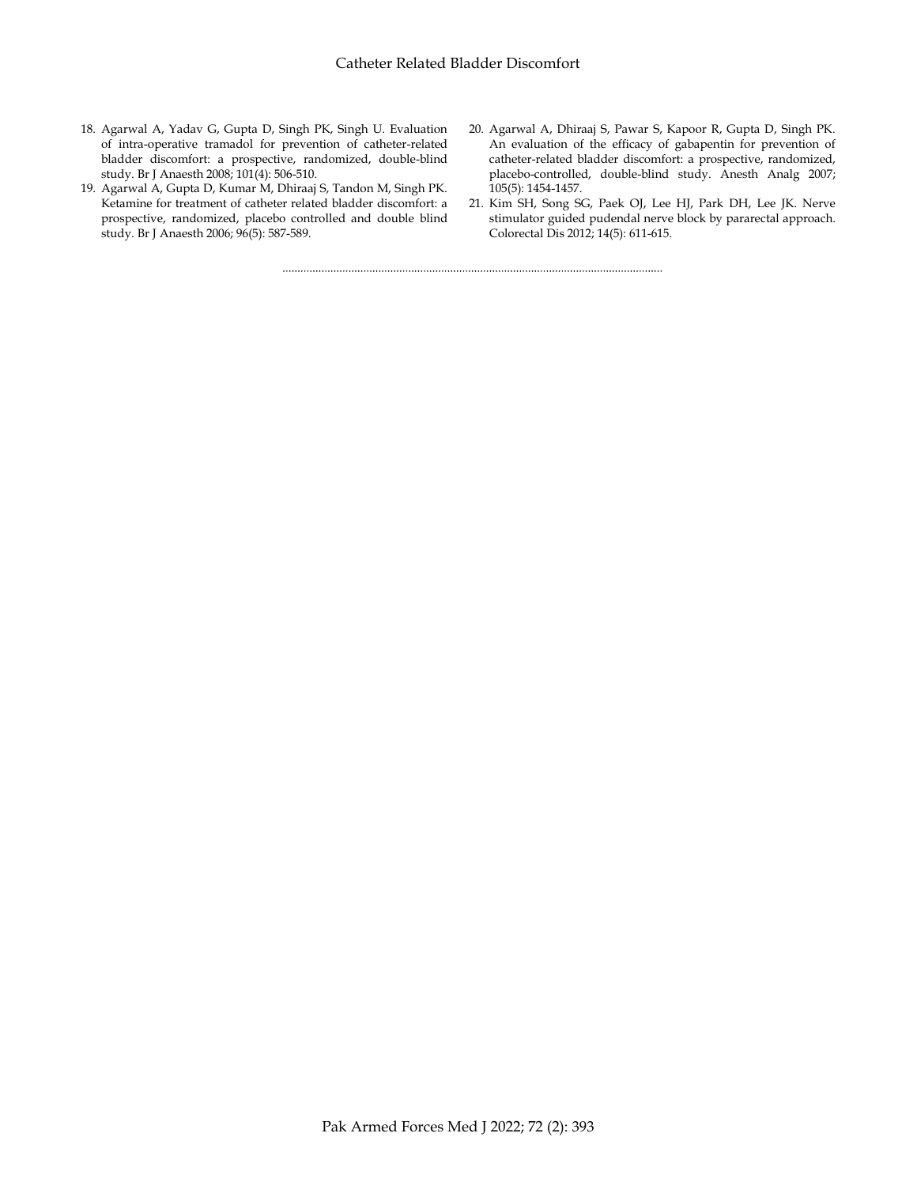18. Agarwal A, Yadav G, Gupta D, Singh PK, Singh U. Evaluation of intra-operative tramadol for prevention of catheter-related bladder discomfort: a prospective, randomized, double-blind study. Br J Anaesth 2008; 101(4): 506-510.
19. Agarwal A, Gupta D, Kumar M, Dhiraaj S, Tandon M, Singh PK. Ketamine for treatment of catheter related bladder discomfort: a prospective, randomized, placebo controlled and double blind study. Br J Anaesth 2006; 96(5): 587-589.
20. Agarwal A, Dhiraaj S, Pawar S, Kapoor R, Gupta D, Singh PK. An evaluation of the efficacy of gabapentin for prevention of catheter-related bladder discomfort: a prospective, randomized, placebo-controlled, double-blind study. Anesth Analg 2007; 105(5): 1454-1457.
21. Kim SH, Song SG, Paek OJ, Lee HJ, Park DH, Lee JK. Nerve stimulator guided pudendal nerve block by pararectal approach. Colorectal Dis 2012; 14(5): 611-615.